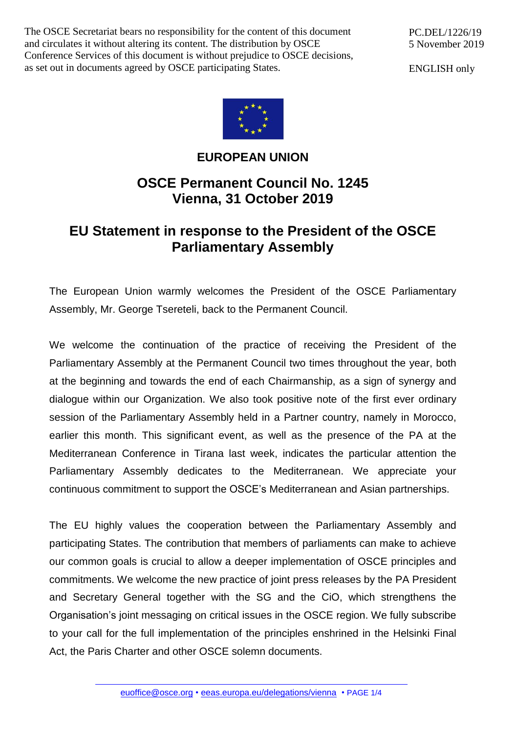The OSCE Secretariat bears no responsibility for the content of this document and circulates it without altering its content. The distribution by OSCE Conference Services of this document is without prejudice to OSCE decisions, as set out in documents agreed by OSCE participating States.

PC.DEL/1226/19
5 November 2019

ENGLISH only

**EUROPEAN UNION**

## OSCE Permanent Council No. 1245
## Vienna, 31 October 2019

# EU Statement in response to the President of the OSCE Parliamentary Assembly

The European Union warmly welcomes the President of the OSCE Parliamentary Assembly, Mr. George Tsereteli, back to the Permanent Council.

We welcome the continuation of the practice of receiving the President of the Parliamentary Assembly at the Permanent Council two times throughout the year, both at the beginning and towards the end of each Chairmanship, as a sign of synergy and dialogue within our Organization. We also took positive note of the first ever ordinary session of the Parliamentary Assembly held in a Partner country, namely in Morocco, earlier this month. This significant event, as well as the presence of the PA at the Mediterranean Conference in Tirana last week, indicates the particular attention the Parliamentary Assembly dedicates to the Mediterranean. We appreciate your continuous commitment to support the OSCE's Mediterranean and Asian partnerships.

The EU highly values the cooperation between the Parliamentary Assembly and participating States. The contribution that members of parliaments can make to achieve our common goals is crucial to allow a deeper implementation of OSCE principles and commitments. We welcome the new practice of joint press releases by the PA President and Secretary General together with the SG and the CiO, which strengthens the Organisation's joint messaging on critical issues in the OSCE region. We fully subscribe to your call for the full implementation of the principles enshrined in the Helsinki Final Act, the Paris Charter and other OSCE solemn documents.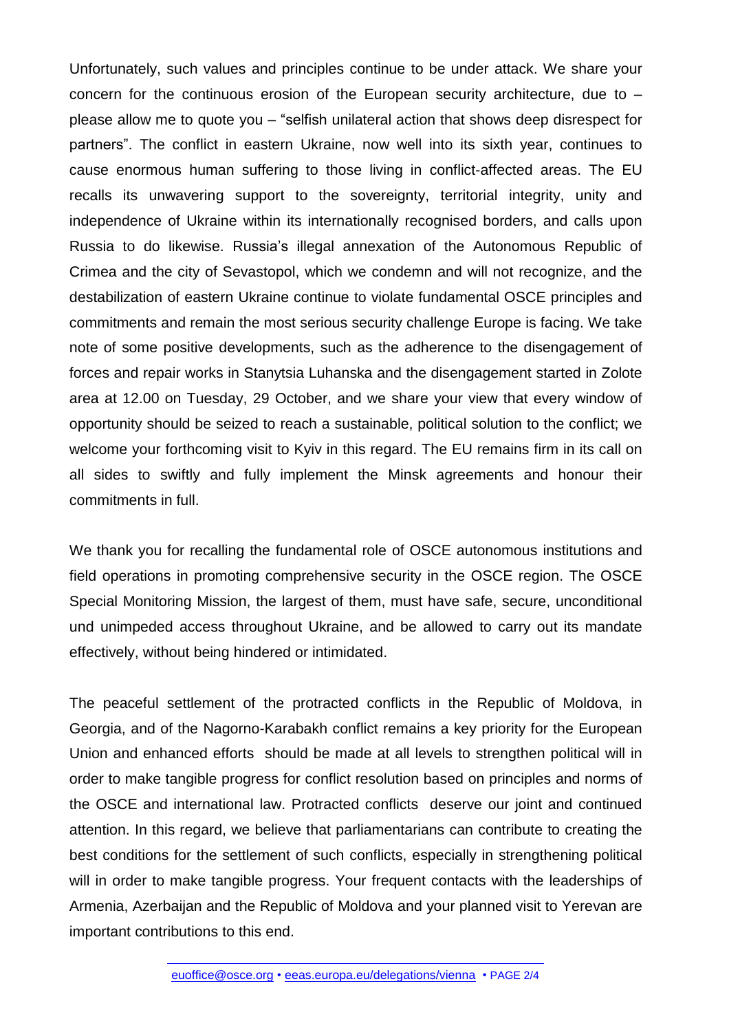Unfortunately, such values and principles continue to be under attack. We share your concern for the continuous erosion of the European security architecture, due to – please allow me to quote you – "selfish unilateral action that shows deep disrespect for partners". The conflict in eastern Ukraine, now well into its sixth year, continues to cause enormous human suffering to those living in conflict-affected areas. The EU recalls its unwavering support to the sovereignty, territorial integrity, unity and independence of Ukraine within its internationally recognised borders, and calls upon Russia to do likewise. Russia's illegal annexation of the Autonomous Republic of Crimea and the city of Sevastopol, which we condemn and will not recognize, and the destabilization of eastern Ukraine continue to violate fundamental OSCE principles and commitments and remain the most serious security challenge Europe is facing. We take note of some positive developments, such as the adherence to the disengagement of forces and repair works in Stanytsia Luhanska and the disengagement started in Zolote area at 12.00 on Tuesday, 29 October, and we share your view that every window of opportunity should be seized to reach a sustainable, political solution to the conflict; we welcome your forthcoming visit to Kyiv in this regard. The EU remains firm in its call on all sides to swiftly and fully implement the Minsk agreements and honour their commitments in full.

We thank you for recalling the fundamental role of OSCE autonomous institutions and field operations in promoting comprehensive security in the OSCE region. The OSCE Special Monitoring Mission, the largest of them, must have safe, secure, unconditional und unimpeded access throughout Ukraine, and be allowed to carry out its mandate effectively, without being hindered or intimidated.

The peaceful settlement of the protracted conflicts in the Republic of Moldova, in Georgia, and of the Nagorno-Karabakh conflict remains a key priority for the European Union and enhanced efforts should be made at all levels to strengthen political will in order to make tangible progress for conflict resolution based on principles and norms of the OSCE and international law. Protracted conflicts deserve our joint and continued attention. In this regard, we believe that parliamentarians can contribute to creating the best conditions for the settlement of such conflicts, especially in strengthening political will in order to make tangible progress. Your frequent contacts with the leaderships of Armenia, Azerbaijan and the Republic of Moldova and your planned visit to Yerevan are important contributions to this end.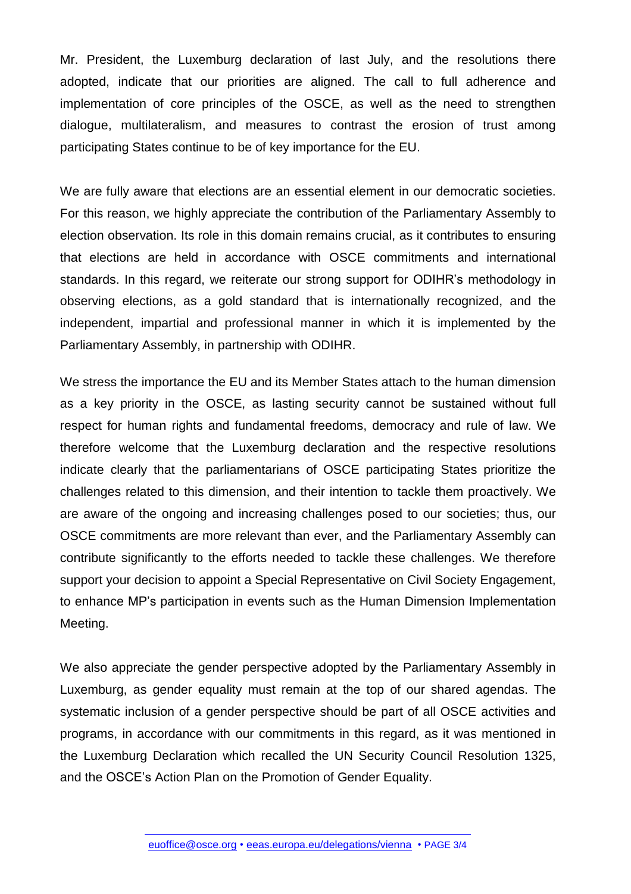Mr. President, the Luxemburg declaration of last July, and the resolutions there adopted, indicate that our priorities are aligned. The call to full adherence and implementation of core principles of the OSCE, as well as the need to strengthen dialogue, multilateralism, and measures to contrast the erosion of trust among participating States continue to be of key importance for the EU.

We are fully aware that elections are an essential element in our democratic societies. For this reason, we highly appreciate the contribution of the Parliamentary Assembly to election observation. Its role in this domain remains crucial, as it contributes to ensuring that elections are held in accordance with OSCE commitments and international standards. In this regard, we reiterate our strong support for ODIHR's methodology in observing elections, as a gold standard that is internationally recognized, and the independent, impartial and professional manner in which it is implemented by the Parliamentary Assembly, in partnership with ODIHR.

We stress the importance the EU and its Member States attach to the human dimension as a key priority in the OSCE, as lasting security cannot be sustained without full respect for human rights and fundamental freedoms, democracy and rule of law. We therefore welcome that the Luxemburg declaration and the respective resolutions indicate clearly that the parliamentarians of OSCE participating States prioritize the challenges related to this dimension, and their intention to tackle them proactively. We are aware of the ongoing and increasing challenges posed to our societies; thus, our OSCE commitments are more relevant than ever, and the Parliamentary Assembly can contribute significantly to the efforts needed to tackle these challenges. We therefore support your decision to appoint a Special Representative on Civil Society Engagement, to enhance MP's participation in events such as the Human Dimension Implementation Meeting.

We also appreciate the gender perspective adopted by the Parliamentary Assembly in Luxemburg, as gender equality must remain at the top of our shared agendas. The systematic inclusion of a gender perspective should be part of all OSCE activities and programs, in accordance with our commitments in this regard, as it was mentioned in the Luxemburg Declaration which recalled the UN Security Council Resolution 1325, and the OSCE's Action Plan on the Promotion of Gender Equality.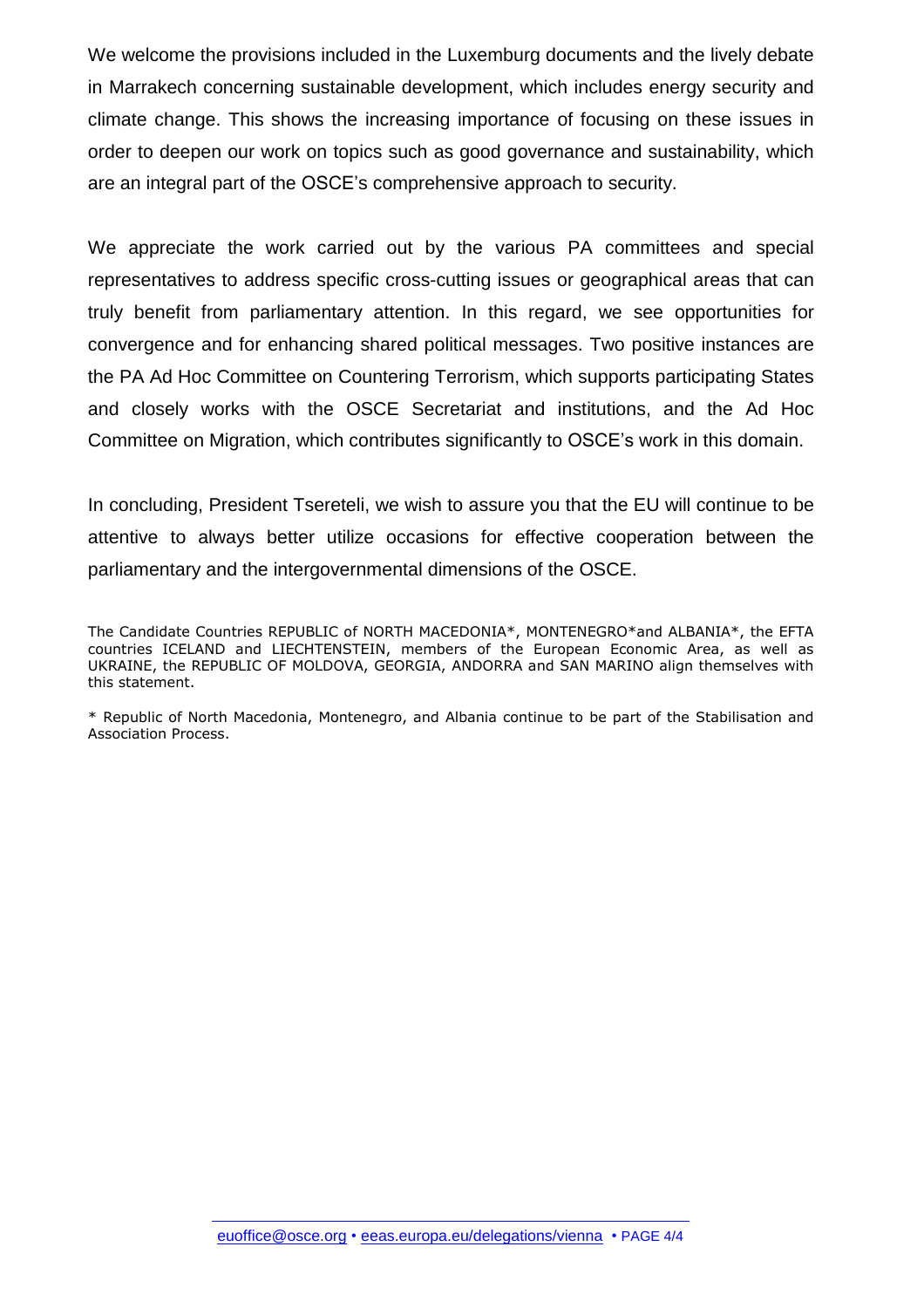We welcome the provisions included in the Luxemburg documents and the lively debate in Marrakech concerning sustainable development, which includes energy security and climate change. This shows the increasing importance of focusing on these issues in order to deepen our work on topics such as good governance and sustainability, which are an integral part of the OSCE's comprehensive approach to security.

We appreciate the work carried out by the various PA committees and special representatives to address specific cross-cutting issues or geographical areas that can truly benefit from parliamentary attention. In this regard, we see opportunities for convergence and for enhancing shared political messages. Two positive instances are the PA Ad Hoc Committee on Countering Terrorism, which supports participating States and closely works with the OSCE Secretariat and institutions, and the Ad Hoc Committee on Migration, which contributes significantly to OSCE's work in this domain.

In concluding, President Tsereteli, we wish to assure you that the EU will continue to be attentive to always better utilize occasions for effective cooperation between the parliamentary and the intergovernmental dimensions of the OSCE.

The Candidate Countries REPUBLIC of NORTH MACEDONIA*, MONTENEGRO*and ALBANIA*, the EFTA countries ICELAND and LIECHTENSTEIN, members of the European Economic Area, as well as UKRAINE, the REPUBLIC OF MOLDOVA, GEORGIA, ANDORRA and SAN MARINO align themselves with this statement.

* Republic of North Macedonia, Montenegro, and Albania continue to be part of the Stabilisation and Association Process.